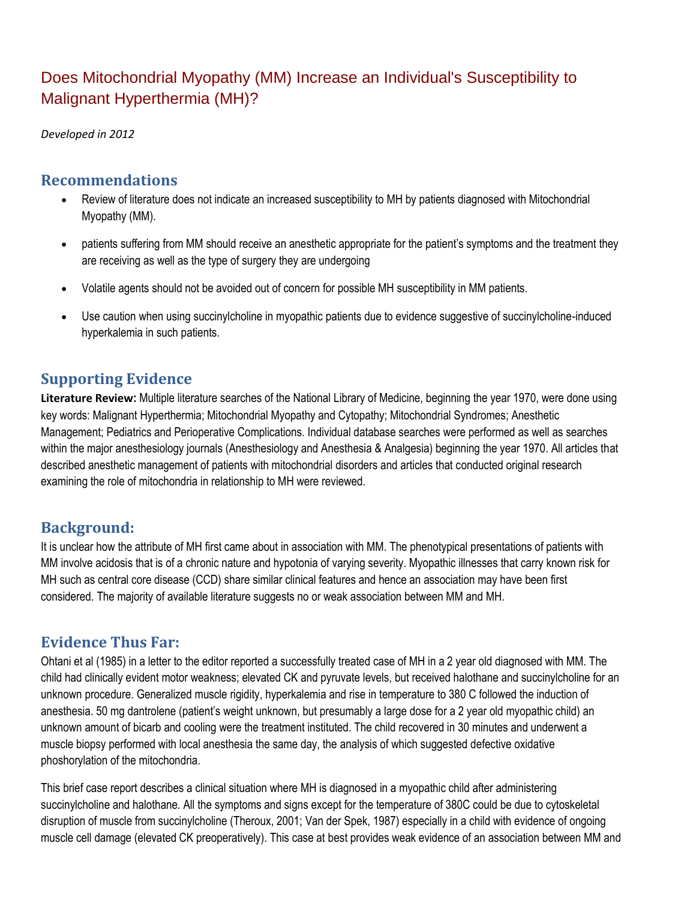# Does Mitochondrial Myopathy (MM) Increase an Individual's Susceptibility to Malignant Hyperthermia (MH)?

*Developed in 2012*

## Recommendations

- Review of literature does not indicate an increased susceptibility to MH by patients diagnosed with Mitochondrial Myopathy (MM).
- patients suffering from MM should receive an anesthetic appropriate for the patient's symptoms and the treatment they are receiving as well as the type of surgery they are undergoing
- Volatile agents should not be avoided out of concern for possible MH susceptibility in MM patients.
- Use caution when using succinylcholine in myopathic patients due to evidence suggestive of succinylcholine-induced hyperkalemia in such patients.

## Supporting Evidence

**Literature Review:** Multiple literature searches of the National Library of Medicine, beginning the year 1970, were done using key words: Malignant Hyperthermia; Mitochondrial Myopathy and Cytopathy; Mitochondrial Syndromes; Anesthetic Management; Pediatrics and Perioperative Complications. Individual database searches were performed as well as searches within the major anesthesiology journals (Anesthesiology and Anesthesia & Analgesia) beginning the year 1970. All articles that described anesthetic management of patients with mitochondrial disorders and articles that conducted original research examining the role of mitochondria in relationship to MH were reviewed.

## Background:

It is unclear how the attribute of MH first came about in association with MM. The phenotypical presentations of patients with MM involve acidosis that is of a chronic nature and hypotonia of varying severity. Myopathic illnesses that carry known risk for MH such as central core disease (CCD) share similar clinical features and hence an association may have been first considered. The majority of available literature suggests no or weak association between MM and MH.

## Evidence Thus Far:

Ohtani et al (1985) in a letter to the editor reported a successfully treated case of MH in a 2 year old diagnosed with MM. The child had clinically evident motor weakness; elevated CK and pyruvate levels, but received halothane and succinylcholine for an unknown procedure. Generalized muscle rigidity, hyperkalemia and rise in temperature to 380 C followed the induction of anesthesia. 50 mg dantrolene (patient's weight unknown, but presumably a large dose for a 2 year old myopathic child) an unknown amount of bicarb and cooling were the treatment instituted. The child recovered in 30 minutes and underwent a muscle biopsy performed with local anesthesia the same day, the analysis of which suggested defective oxidative phoshorylation of the mitochondria.

This brief case report describes a clinical situation where MH is diagnosed in a myopathic child after administering succinylcholine and halothane. All the symptoms and signs except for the temperature of 380C could be due to cytoskeletal disruption of muscle from succinylcholine (Theroux, 2001; Van der Spek, 1987) especially in a child with evidence of ongoing muscle cell damage (elevated CK preoperatively). This case at best provides weak evidence of an association between MM and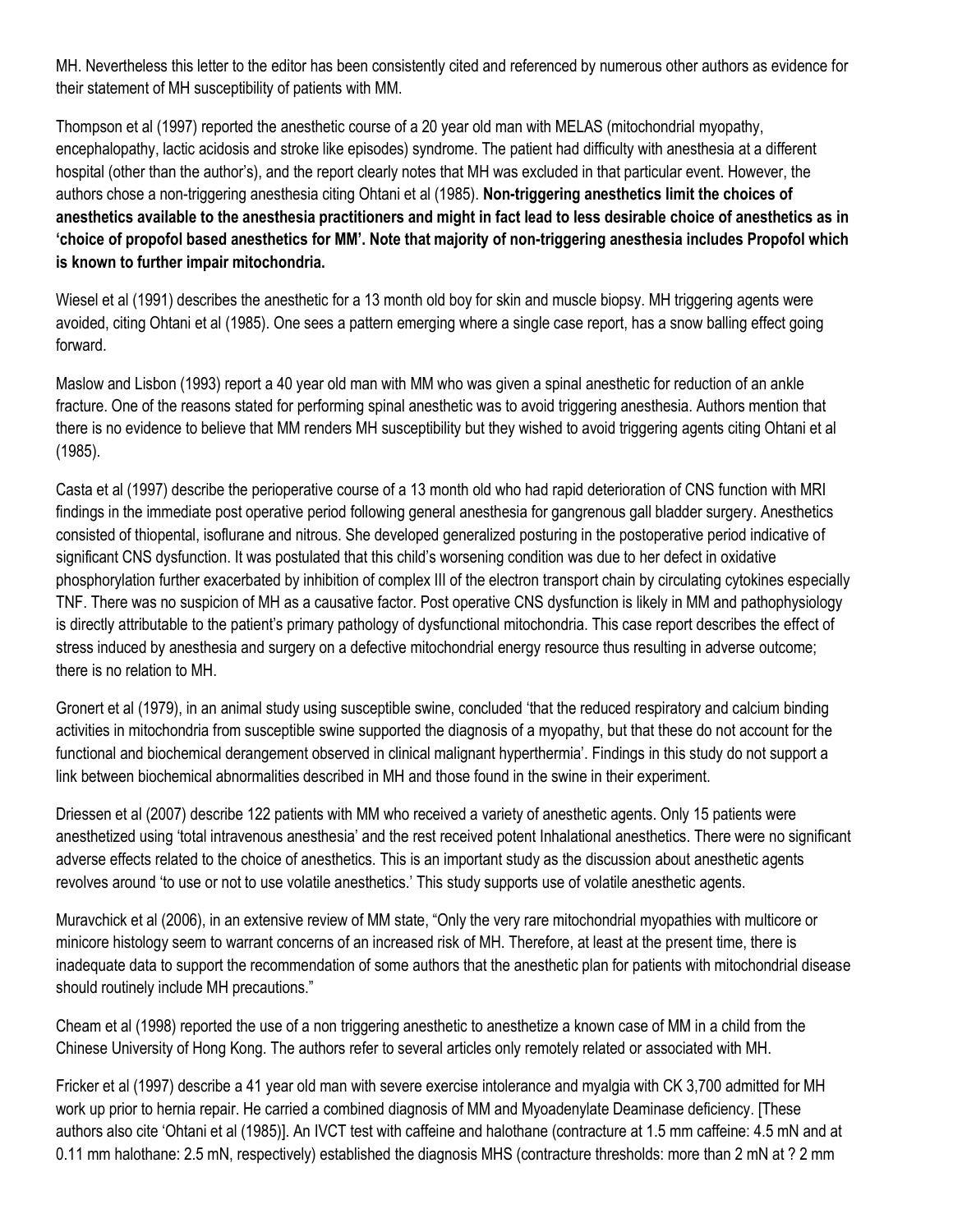MH. Nevertheless this letter to the editor has been consistently cited and referenced by numerous other authors as evidence for their statement of MH susceptibility of patients with MM.

Thompson et al (1997) reported the anesthetic course of a 20 year old man with MELAS (mitochondrial myopathy, encephalopathy, lactic acidosis and stroke like episodes) syndrome. The patient had difficulty with anesthesia at a different hospital (other than the author's), and the report clearly notes that MH was excluded in that particular event. However, the authors chose a non-triggering anesthesia citing Ohtani et al (1985). **Non-triggering anesthetics limit the choices of anesthetics available to the anesthesia practitioners and might in fact lead to less desirable choice of anesthetics as in 'choice of propofol based anesthetics for MM'. Note that majority of non-triggering anesthesia includes Propofol which is known to further impair mitochondria.**

Wiesel et al (1991) describes the anesthetic for a 13 month old boy for skin and muscle biopsy. MH triggering agents were avoided, citing Ohtani et al (1985). One sees a pattern emerging where a single case report, has a snow balling effect going forward.

Maslow and Lisbon (1993) report a 40 year old man with MM who was given a spinal anesthetic for reduction of an ankle fracture. One of the reasons stated for performing spinal anesthetic was to avoid triggering anesthesia. Authors mention that there is no evidence to believe that MM renders MH susceptibility but they wished to avoid triggering agents citing Ohtani et al (1985).

Casta et al (1997) describe the perioperative course of a 13 month old who had rapid deterioration of CNS function with MRI findings in the immediate post operative period following general anesthesia for gangrenous gall bladder surgery. Anesthetics consisted of thiopental, isoflurane and nitrous. She developed generalized posturing in the postoperative period indicative of significant CNS dysfunction. It was postulated that this child's worsening condition was due to her defect in oxidative phosphorylation further exacerbated by inhibition of complex III of the electron transport chain by circulating cytokines especially TNF. There was no suspicion of MH as a causative factor. Post operative CNS dysfunction is likely in MM and pathophysiology is directly attributable to the patient's primary pathology of dysfunctional mitochondria. This case report describes the effect of stress induced by anesthesia and surgery on a defective mitochondrial energy resource thus resulting in adverse outcome; there is no relation to MH.

Gronert et al (1979), in an animal study using susceptible swine, concluded 'that the reduced respiratory and calcium binding activities in mitochondria from susceptible swine supported the diagnosis of a myopathy, but that these do not account for the functional and biochemical derangement observed in clinical malignant hyperthermia'. Findings in this study do not support a link between biochemical abnormalities described in MH and those found in the swine in their experiment.

Driessen et al (2007) describe 122 patients with MM who received a variety of anesthetic agents. Only 15 patients were anesthetized using 'total intravenous anesthesia' and the rest received potent Inhalational anesthetics. There were no significant adverse effects related to the choice of anesthetics. This is an important study as the discussion about anesthetic agents revolves around 'to use or not to use volatile anesthetics.' This study supports use of volatile anesthetic agents.

Muravchick et al (2006), in an extensive review of MM state, "Only the very rare mitochondrial myopathies with multicore or minicore histology seem to warrant concerns of an increased risk of MH. Therefore, at least at the present time, there is inadequate data to support the recommendation of some authors that the anesthetic plan for patients with mitochondrial disease should routinely include MH precautions."

Cheam et al (1998) reported the use of a non triggering anesthetic to anesthetize a known case of MM in a child from the Chinese University of Hong Kong. The authors refer to several articles only remotely related or associated with MH.

Fricker et al (1997) describe a 41 year old man with severe exercise intolerance and myalgia with CK 3,700 admitted for MH work up prior to hernia repair. He carried a combined diagnosis of MM and Myoadenylate Deaminase deficiency. [These authors also cite 'Ohtani et al (1985)]. An IVCT test with caffeine and halothane (contracture at 1.5 mm caffeine: 4.5 mN and at 0.11 mm halothane: 2.5 mN, respectively) established the diagnosis MHS (contracture thresholds: more than 2 mN at ? 2 mm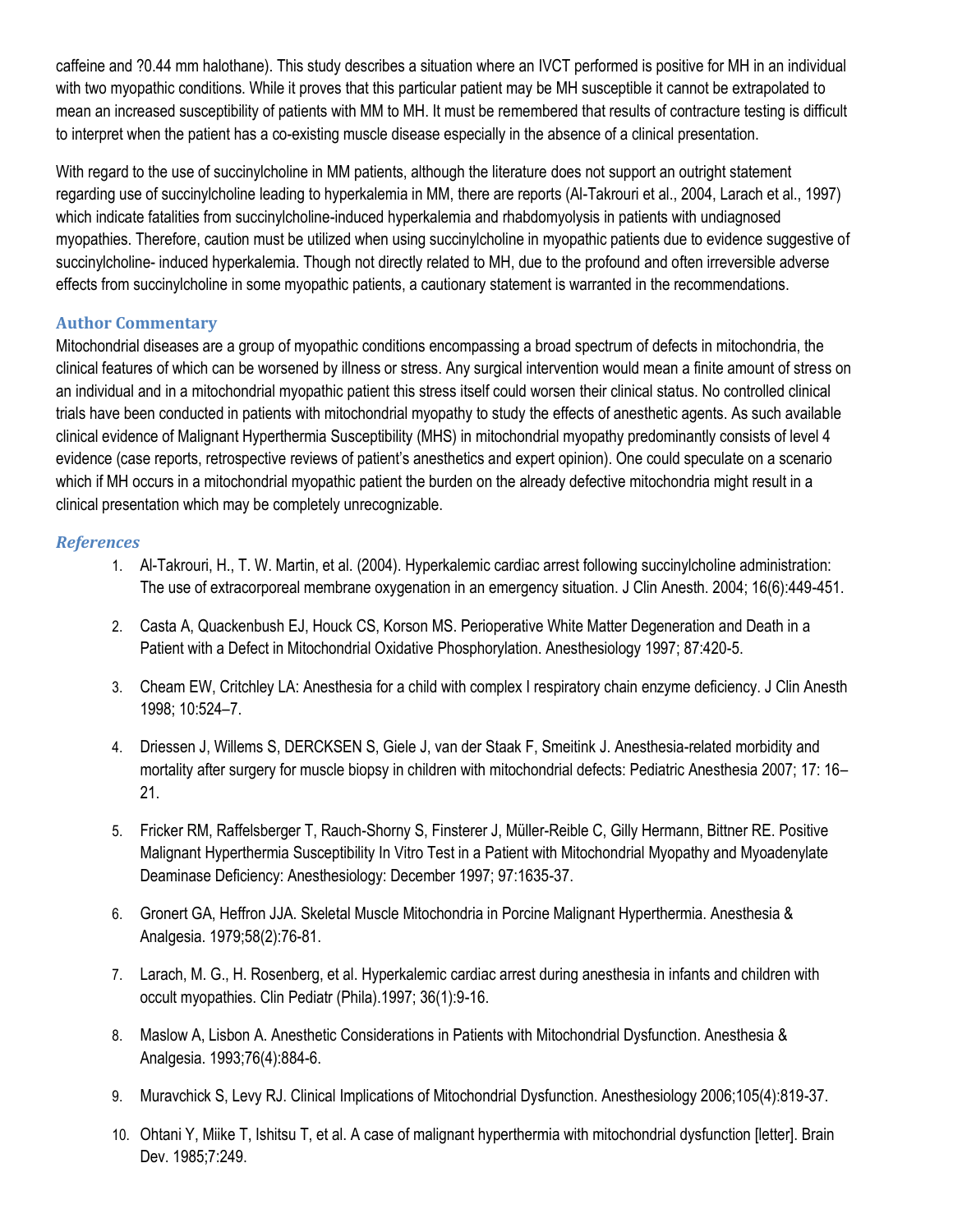caffeine and ?0.44 mm halothane). This study describes a situation where an IVCT performed is positive for MH in an individual with two myopathic conditions. While it proves that this particular patient may be MH susceptible it cannot be extrapolated to mean an increased susceptibility of patients with MM to MH. It must be remembered that results of contracture testing is difficult to interpret when the patient has a co-existing muscle disease especially in the absence of a clinical presentation.

With regard to the use of succinylcholine in MM patients, although the literature does not support an outright statement regarding use of succinylcholine leading to hyperkalemia in MM, there are reports (Al-Takrouri et al., 2004, Larach et al., 1997) which indicate fatalities from succinylcholine-induced hyperkalemia and rhabdomyolysis in patients with undiagnosed myopathies. Therefore, caution must be utilized when using succinylcholine in myopathic patients due to evidence suggestive of succinylcholine- induced hyperkalemia. Though not directly related to MH, due to the profound and often irreversible adverse effects from succinylcholine in some myopathic patients, a cautionary statement is warranted in the recommendations.

## Author Commentary

Mitochondrial diseases are a group of myopathic conditions encompassing a broad spectrum of defects in mitochondria, the clinical features of which can be worsened by illness or stress. Any surgical intervention would mean a finite amount of stress on an individual and in a mitochondrial myopathic patient this stress itself could worsen their clinical status. No controlled clinical trials have been conducted in patients with mitochondrial myopathy to study the effects of anesthetic agents. As such available clinical evidence of Malignant Hyperthermia Susceptibility (MHS) in mitochondrial myopathy predominantly consists of level 4 evidence (case reports, retrospective reviews of patient's anesthetics and expert opinion). One could speculate on a scenario which if MH occurs in a mitochondrial myopathic patient the burden on the already defective mitochondria might result in a clinical presentation which may be completely unrecognizable.

## *References*

1. Al-Takrouri, H., T. W. Martin, et al. (2004). Hyperkalemic cardiac arrest following succinylcholine administration: The use of extracorporeal membrane oxygenation in an emergency situation. J Clin Anesth. 2004; 16(6):449-451.
2. Casta A, Quackenbush EJ, Houck CS, Korson MS. Perioperative White Matter Degeneration and Death in a Patient with a Defect in Mitochondrial Oxidative Phosphorylation. Anesthesiology 1997; 87:420-5.
3. Cheam EW, Critchley LA: Anesthesia for a child with complex I respiratory chain enzyme deficiency. J Clin Anesth 1998; 10:524–7.
4. Driessen J, Willems S, DERCKSEN S, Giele J, van der Staak F, Smeitink J. Anesthesia-related morbidity and mortality after surgery for muscle biopsy in children with mitochondrial defects: Pediatric Anesthesia 2007; 17: 16–21.
5. Fricker RM, Raffelsberger T, Rauch-Shorny S, Finsterer J, Müller-Reible C, Gilly Hermann, Bittner RE. Positive Malignant Hyperthermia Susceptibility In Vitro Test in a Patient with Mitochondrial Myopathy and Myoadenylate Deaminase Deficiency: Anesthesiology: December 1997; 97:1635-37.
6. Gronert GA, Heffron JJA. Skeletal Muscle Mitochondria in Porcine Malignant Hyperthermia. Anesthesia & Analgesia. 1979;58(2):76-81.
7. Larach, M. G., H. Rosenberg, et al. Hyperkalemic cardiac arrest during anesthesia in infants and children with occult myopathies. Clin Pediatr (Phila).1997; 36(1):9-16.
8. Maslow A, Lisbon A. Anesthetic Considerations in Patients with Mitochondrial Dysfunction. Anesthesia & Analgesia. 1993;76(4):884-6.
9. Muravchick S, Levy RJ. Clinical Implications of Mitochondrial Dysfunction. Anesthesiology 2006;105(4):819-37.
10. Ohtani Y, Miike T, Ishitsu T, et al. A case of malignant hyperthermia with mitochondrial dysfunction [letter]. Brain Dev. 1985;7:249.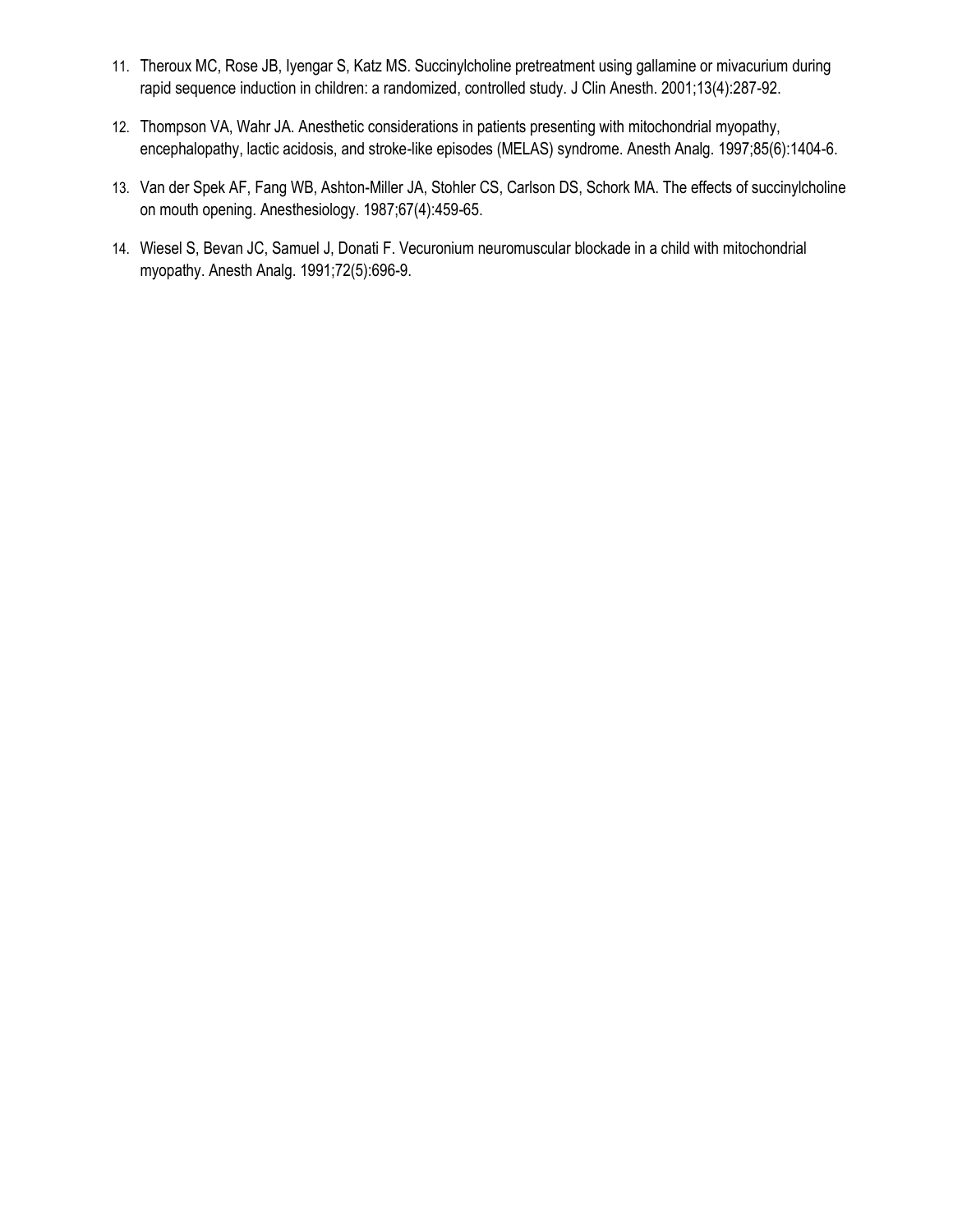11. Theroux MC, Rose JB, Iyengar S, Katz MS. Succinylcholine pretreatment using gallamine or mivacurium during rapid sequence induction in children: a randomized, controlled study. J Clin Anesth. 2001;13(4):287-92.

12. Thompson VA, Wahr JA. Anesthetic considerations in patients presenting with mitochondrial myopathy, encephalopathy, lactic acidosis, and stroke-like episodes (MELAS) syndrome. Anesth Analg. 1997;85(6):1404-6.

13. Van der Spek AF, Fang WB, Ashton-Miller JA, Stohler CS, Carlson DS, Schork MA. The effects of succinylcholine on mouth opening. Anesthesiology. 1987;67(4):459-65.

14. Wiesel S, Bevan JC, Samuel J, Donati F. Vecuronium neuromuscular blockade in a child with mitochondrial myopathy. Anesth Analg. 1991;72(5):696-9.